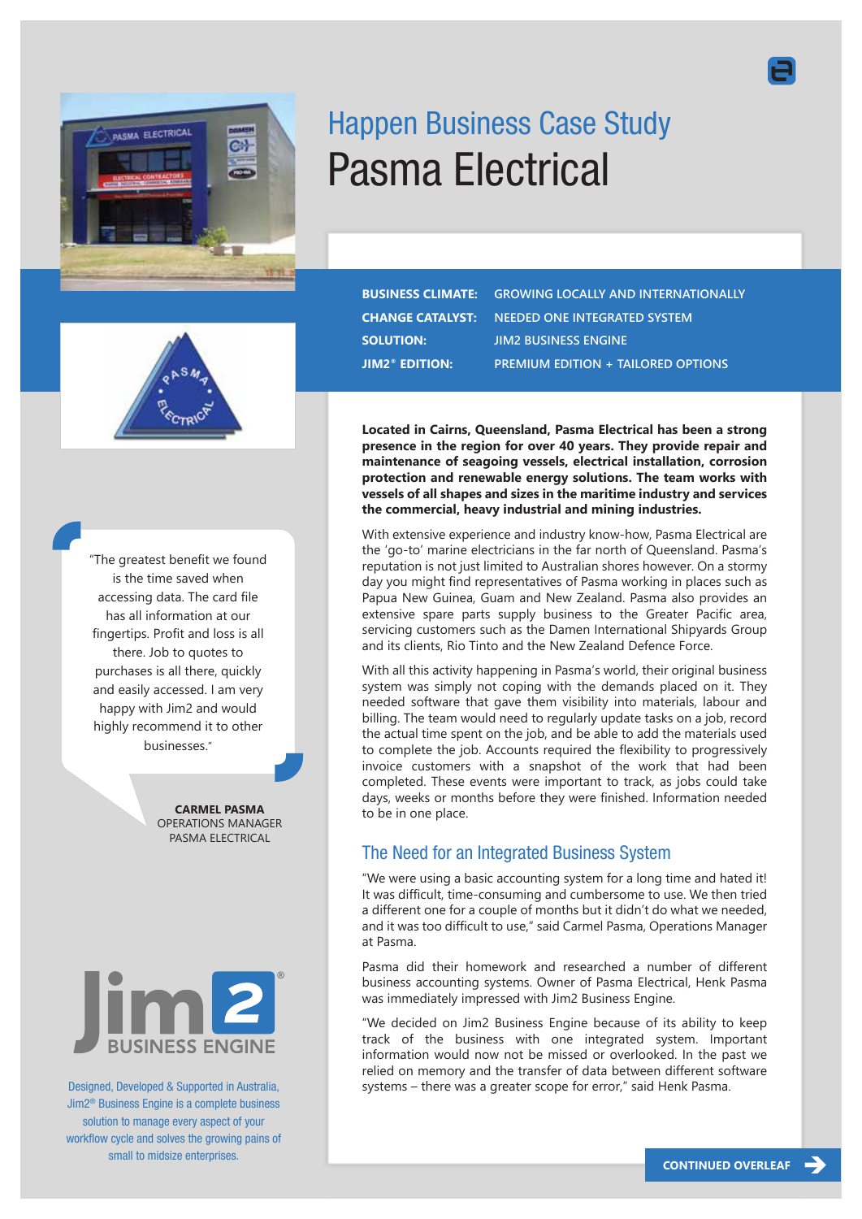# Happen Business Case Study

# Pasma Electrical

| | |
|---|---|
| **BUSINESS CLIMATE:** | GROWING LOCALLY AND INTERNATIONALLY |
| **CHANGE CATALYST:** | NEEDED ONE INTEGRATED SYSTEM |
| **SOLUTION:** | JIM2 BUSINESS ENGINE |
| **JIM2® EDITION:** | PREMIUM EDITION + TAILORED OPTIONS |

**Located in Cairns, Queensland, Pasma Electrical has been a strong presence in the region for over 40 years. They provide repair and maintenance of seagoing vessels, electrical installation, corrosion protection and renewable energy solutions. The team works with vessels of all shapes and sizes in the maritime industry and services the commercial, heavy industrial and mining industries.**

With extensive experience and industry know-how, Pasma Electrical are the 'go-to' marine electricians in the far north of Queensland. Pasma's reputation is not just limited to Australian shores however. On a stormy day you might find representatives of Pasma working in places such as Papua New Guinea, Guam and New Zealand. Pasma also provides an extensive spare parts supply business to the Greater Pacific area, servicing customers such as the Damen International Shipyards Group and its clients, Rio Tinto and the New Zealand Defence Force.

With all this activity happening in Pasma's world, their original business system was simply not coping with the demands placed on it. They needed software that gave them visibility into materials, labour and billing. The team would need to regularly update tasks on a job, record the actual time spent on the job, and be able to add the materials used to complete the job. Accounts required the flexibility to progressively invoice customers with a snapshot of the work that had been completed. These events were important to track, as jobs could take days, weeks or months before they were finished. Information needed to be in one place.

## The Need for an Integrated Business System

"We were using a basic accounting system for a long time and hated it! It was difficult, time-consuming and cumbersome to use. We then tried a different one for a couple of months but it didn't do what we needed, and it was too difficult to use," said Carmel Pasma, Operations Manager at Pasma.

Pasma did their homework and researched a number of different business accounting systems. Owner of Pasma Electrical, Henk Pasma was immediately impressed with Jim2 Business Engine.

"We decided on Jim2 Business Engine because of its ability to keep track of the business with one integrated system. Important information would now not be missed or overlooked. In the past we relied on memory and the transfer of data between different software systems – there was a greater scope for error," said Henk Pasma.

"The greatest benefit we found is the time saved when accessing data. The card file has all information at our fingertips. Profit and loss is all there. Job to quotes to purchases is all there, quickly and easily accessed. I am very happy with Jim2 and would highly recommend it to other businesses."

**CARMEL PASMA**
OPERATIONS MANAGER
PASMA ELECTRICAL

Designed, Developed & Supported in Australia, Jim2® Business Engine is a complete business solution to manage every aspect of your workflow cycle and solves the growing pains of small to midsize enterprises.

**CONTINUED OVERLEAF**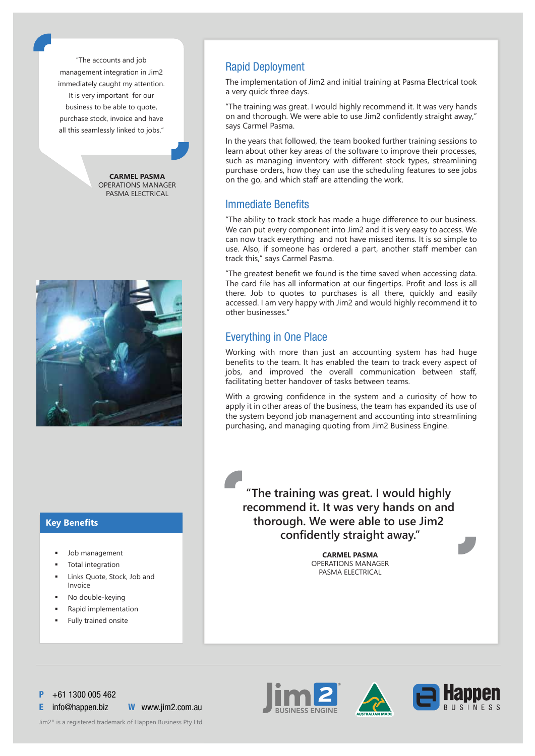"The accounts and job management integration in Jim2 immediately caught my attention. It is very important for our business to be able to quote, purchase stock, invoice and have all this seamlessly linked to jobs."

**CARMEL PASMA**
OPERATIONS MANAGER
PASMA ELECTRICAL

## Rapid Deployment

The implementation of Jim2 and initial training at Pasma Electrical took a very quick three days.

"The training was great. I would highly recommend it. It was very hands on and thorough. We were able to use Jim2 confidently straight away," says Carmel Pasma.

In the years that followed, the team booked further training sessions to learn about other key areas of the software to improve their processes, such as managing inventory with different stock types, streamlining purchase orders, how they can use the scheduling features to see jobs on the go, and which staff are attending the work.

## Immediate Benefits

"The ability to track stock has made a huge difference to our business. We can put every component into Jim2 and it is very easy to access. We can now track everything and not have missed items. It is so simple to use. Also, if someone has ordered a part, another staff member can track this," says Carmel Pasma.

"The greatest benefit we found is the time saved when accessing data. The card file has all information at our fingertips. Profit and loss is all there. Job to quotes to purchases is all there, quickly and easily accessed. I am very happy with Jim2 and would highly recommend it to other businesses."

## Everything in One Place

Working with more than just an accounting system has had huge benefits to the team. It has enabled the team to track every aspect of jobs, and improved the overall communication between staff, facilitating better handover of tasks between teams.

With a growing confidence in the system and a curiosity of how to apply it in other areas of the business, the team has expanded its use of the system beyond job management and accounting into streamlining purchasing, and managing quoting from Jim2 Business Engine.

**"The training was great. I would highly recommend it. It was very hands on and thorough. We were able to use Jim2 confidently straight away."**

**CARMEL PASMA**
OPERATIONS MANAGER
PASMA ELECTRICAL

## Key Benefits

- Job management
- Total integration
- Links Quote, Stock, Job and Invoice
- No double-keying
- Rapid implementation
- Fully trained onsite

**P** +61 1300 005 462
**E** info@happen.biz **W** www.jim2.com.au

Jim2® is a registered trademark of Happen Business Pty Ltd.